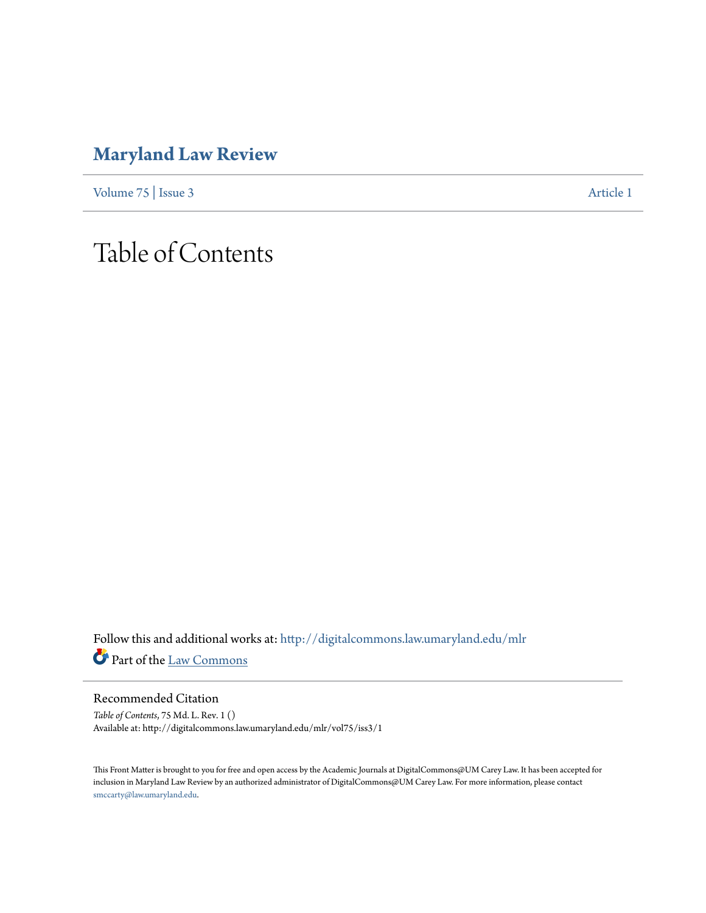# Maryland Law Review

Volume 75 | Issue 3 Article 1

# Table of Contents

Follow this and additional works at: http://digitalcommons.law.umaryland.edu/mlr

Part of the Law Commons

## Recommended Citation

*Table of Contents*, 75 Md. L. Rev. 1 ()
Available at: http://digitalcommons.law.umaryland.edu/mlr/vol75/iss3/1

This Front Matter is brought to you for free and open access by the Academic Journals at DigitalCommons@UM Carey Law. It has been accepted for inclusion in Maryland Law Review by an authorized administrator of DigitalCommons@UM Carey Law. For more information, please contact smccarty@law.umaryland.edu.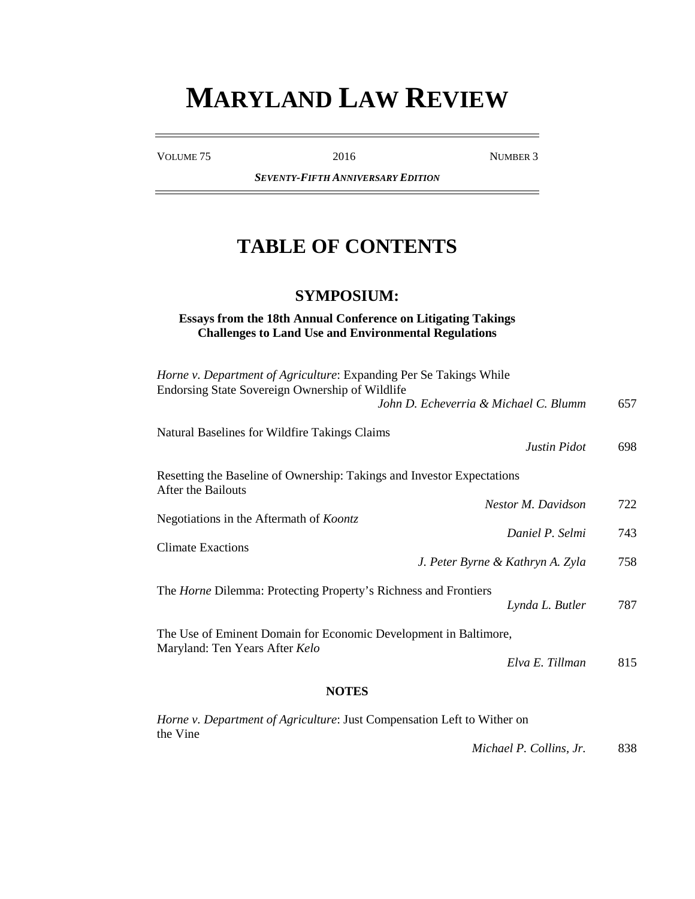# MARYLAND LAW REVIEW

VOLUME 75 | 2016 | NUMBER 3

***SEVENTY-FIFTH ANNIVERSARY EDITION***

## TABLE OF CONTENTS

### SYMPOSIUM:

**Essays from the 18th Annual Conference on Litigating Takings Challenges to Land Use and Environmental Regulations**

*Horne v. Department of Agriculture*: Expanding Per Se Takings While Endorsing State Sovereign Ownership of Wildlife
*John D. Echeverria & Michael C. Blumm* 657

Natural Baselines for Wildfire Takings Claims
*Justin Pidot* 698

Resetting the Baseline of Ownership: Takings and Investor Expectations After the Bailouts
*Nestor M. Davidson* 722

Negotiations in the Aftermath of *Koontz*
*Daniel P. Selmi* 743

Climate Exactions
*J. Peter Byrne & Kathryn A. Zyla* 758

The *Horne* Dilemma: Protecting Property's Richness and Frontiers
*Lynda L. Butler* 787

The Use of Eminent Domain for Economic Development in Baltimore, Maryland: Ten Years After *Kelo*
*Elva E. Tillman* 815

**NOTES**

*Horne v. Department of Agriculture*: Just Compensation Left to Wither on the Vine
*Michael P. Collins, Jr.* 838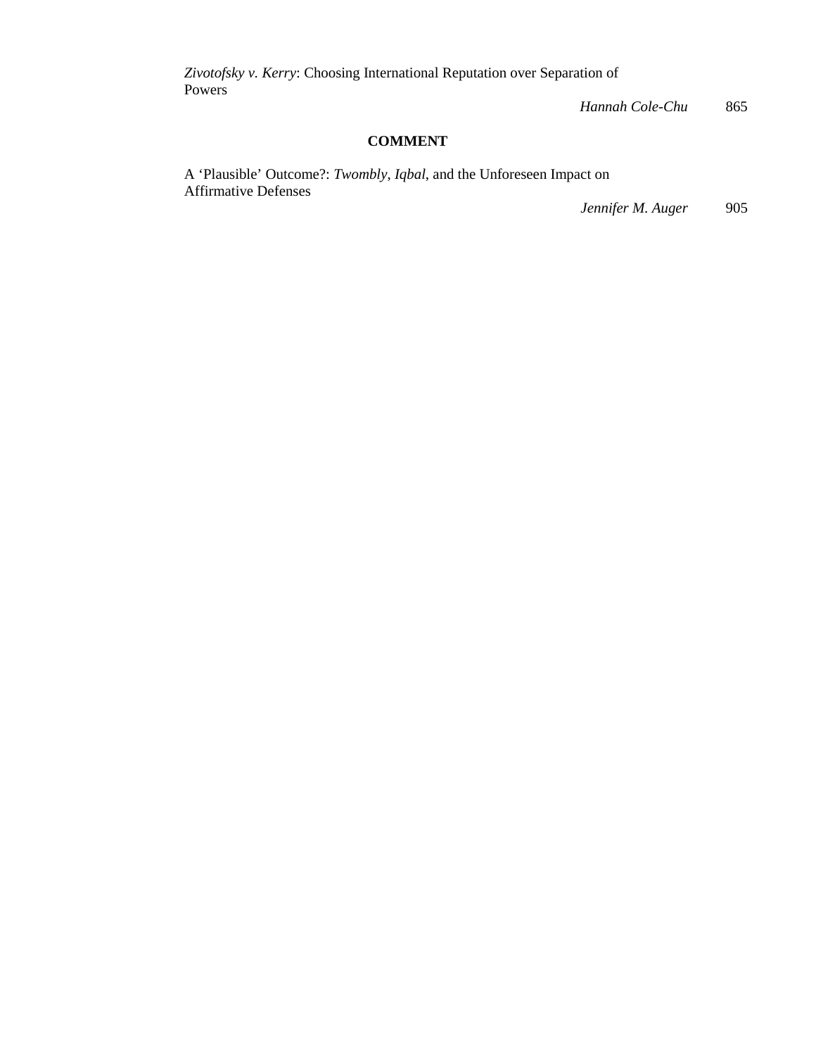*Zivotofsky v. Kerry*: Choosing International Reputation over Separation of Powers

*Hannah Cole-Chu* 865

## COMMENT

A 'Plausible' Outcome?: *Twombly*, *Iqbal*, and the Unforeseen Impact on Affirmative Defenses

*Jennifer M. Auger* 905